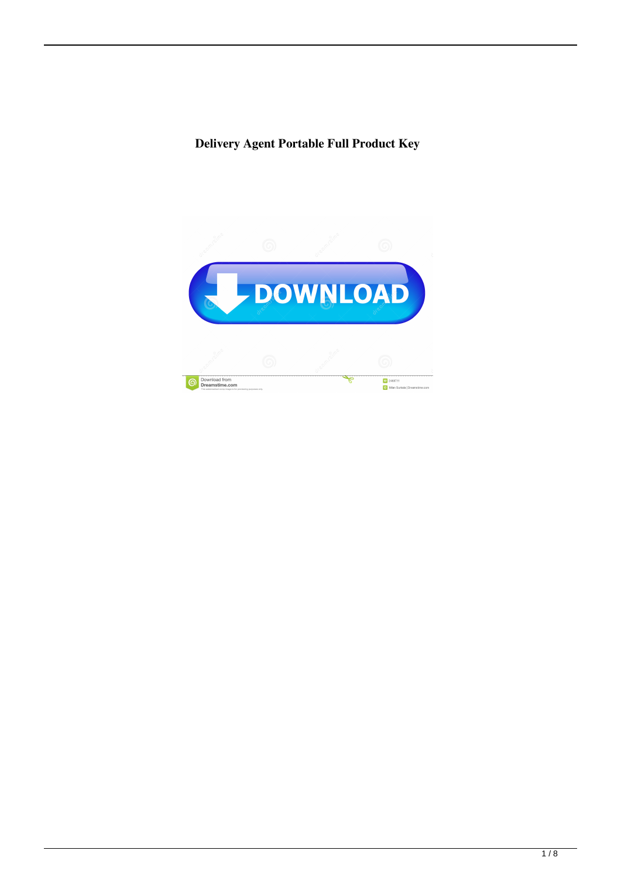# Delivery Agent Portable Full Product Key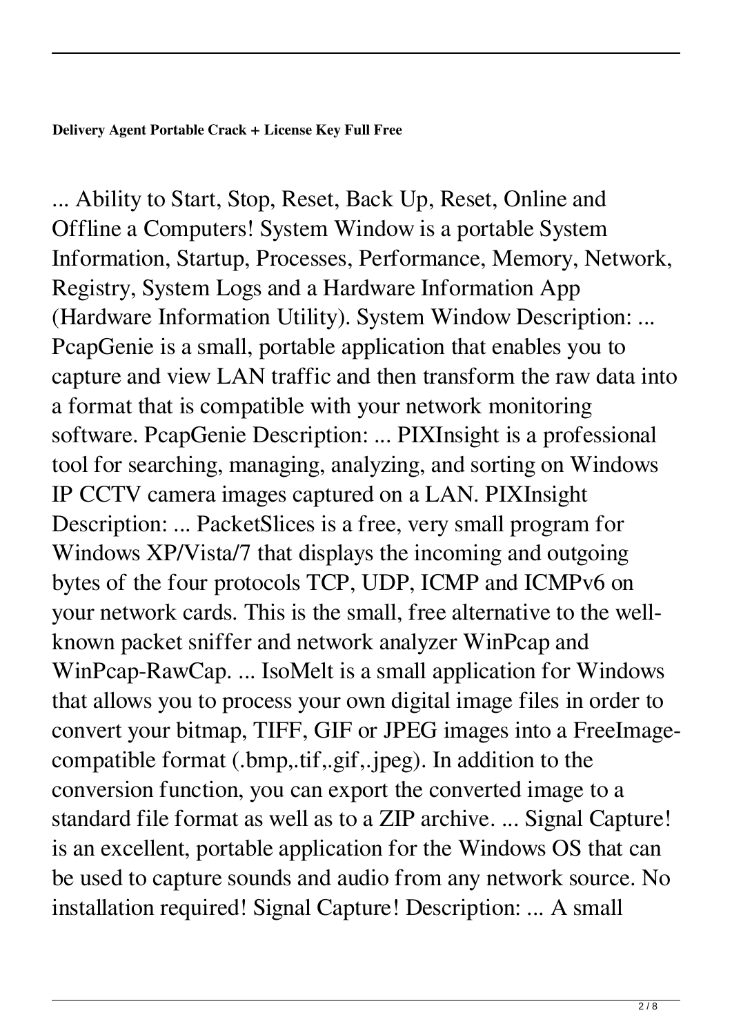**Delivery Agent Portable Crack + License Key Full Free**

... Ability to Start, Stop, Reset, Back Up, Reset, Online and Offline a Computers! System Window is a portable System Information, Startup, Processes, Performance, Memory, Network, Registry, System Logs and a Hardware Information App (Hardware Information Utility). System Window Description: ... PcapGenie is a small, portable application that enables you to capture and view LAN traffic and then transform the raw data into a format that is compatible with your network monitoring software. PcapGenie Description: ... PIXInsight is a professional tool for searching, managing, analyzing, and sorting on Windows IP CCTV camera images captured on a LAN. PIXInsight Description: ... PacketSlices is a free, very small program for Windows XP/Vista/7 that displays the incoming and outgoing bytes of the four protocols TCP, UDP, ICMP and ICMPv6 on your network cards. This is the small, free alternative to the well-known packet sniffer and network analyzer WinPcap and WinPcap-RawCap. ... IsoMelt is a small application for Windows that allows you to process your own digital image files in order to convert your bitmap, TIFF, GIF or JPEG images into a FreeImage-compatible format (.bmp,.tif,.gif,.jpeg). In addition to the conversion function, you can export the converted image to a standard file format as well as to a ZIP archive. ... Signal Capture! is an excellent, portable application for the Windows OS that can be used to capture sounds and audio from any network source. No installation required! Signal Capture! Description: ... A small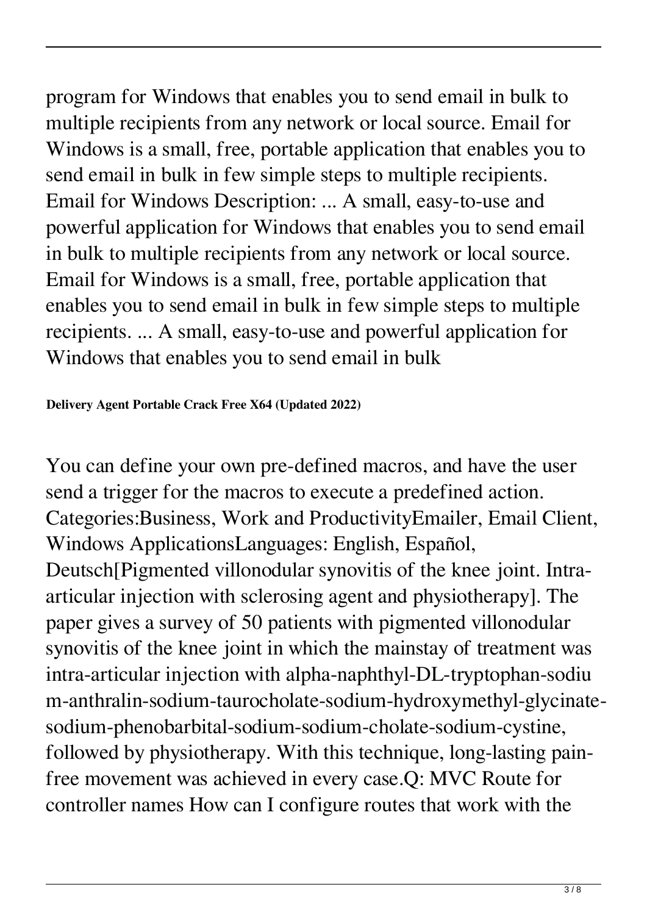program for Windows that enables you to send email in bulk to multiple recipients from any network or local source. Email for Windows is a small, free, portable application that enables you to send email in bulk in few simple steps to multiple recipients. Email for Windows Description: ... A small, easy-to-use and powerful application for Windows that enables you to send email in bulk to multiple recipients from any network or local source. Email for Windows is a small, free, portable application that enables you to send email in bulk in few simple steps to multiple recipients. ... A small, easy-to-use and powerful application for Windows that enables you to send email in bulk

**Delivery Agent Portable Crack Free X64 (Updated 2022)**

You can define your own pre-defined macros, and have the user send a trigger for the macros to execute a predefined action. Categories:Business, Work and ProductivityEmailer, Email Client, Windows ApplicationsLanguages: English, Español, Deutsch[Pigmented villonodular synovitis of the knee joint. Intra-articular injection with sclerosing agent and physiotherapy]. The paper gives a survey of 50 patients with pigmented villonodular synovitis of the knee joint in which the mainstay of treatment was intra-articular injection with alpha-naphthyl-DL-tryptophan-sodium-anthralin-sodium-taurocholate-sodium-hydroxymethyl-glycinate-sodium-phenobarbital-sodium-sodium-cholate-sodium-cystine, followed by physiotherapy. With this technique, long-lasting pain-free movement was achieved in every case.Q: MVC Route for controller names How can I configure routes that work with the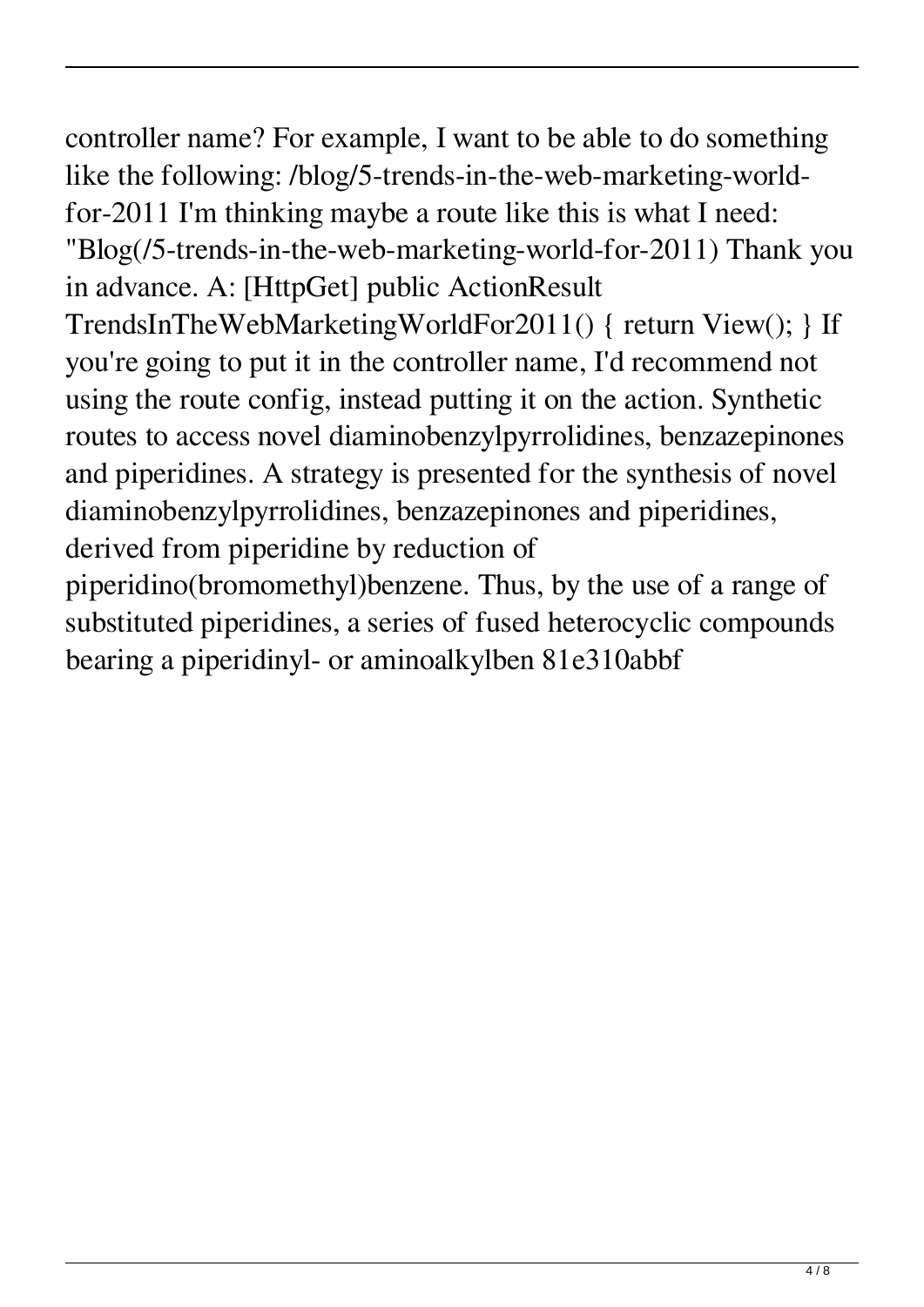controller name? For example, I want to be able to do something like the following: /blog/5-trends-in-the-web-marketing-world-for-2011 I'm thinking maybe a route like this is what I need: "Blog(/5-trends-in-the-web-marketing-world-for-2011) Thank you in advance. A: [HttpGet] public ActionResult TrendsInTheWebMarketingWorldFor2011() { return View(); } If you're going to put it in the controller name, I'd recommend not using the route config, instead putting it on the action. Synthetic routes to access novel diaminobenzylpyrrolidines, benzazepinones and piperidines. A strategy is presented for the synthesis of novel diaminobenzylpyrrolidines, benzazepinones and piperidines, derived from piperidine by reduction of piperidino(bromomethyl)benzene. Thus, by the use of a range of substituted piperidines, a series of fused heterocyclic compounds bearing a piperidinyl- or aminoalkylben 81e310abbf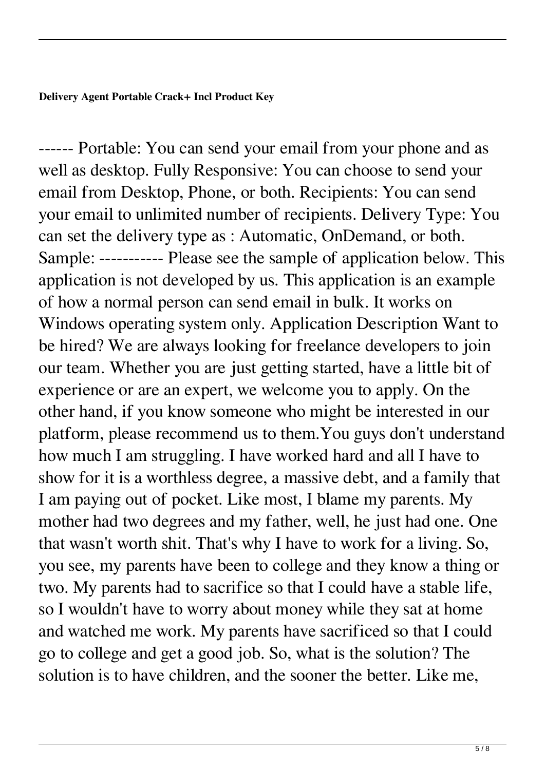**Delivery Agent Portable Crack+ Incl Product Key**

------ Portable: You can send your email from your phone and as well as desktop. Fully Responsive: You can choose to send your email from Desktop, Phone, or both. Recipients: You can send your email to unlimited number of recipients. Delivery Type: You can set the delivery type as : Automatic, OnDemand, or both. Sample: ----------- Please see the sample of application below. This application is not developed by us. This application is an example of how a normal person can send email in bulk. It works on Windows operating system only. Application Description Want to be hired? We are always looking for freelance developers to join our team. Whether you are just getting started, have a little bit of experience or are an expert, we welcome you to apply. On the other hand, if you know someone who might be interested in our platform, please recommend us to them.You guys don't understand how much I am struggling. I have worked hard and all I have to show for it is a worthless degree, a massive debt, and a family that I am paying out of pocket. Like most, I blame my parents. My mother had two degrees and my father, well, he just had one. One that wasn't worth shit. That's why I have to work for a living. So, you see, my parents have been to college and they know a thing or two. My parents had to sacrifice so that I could have a stable life, so I wouldn't have to worry about money while they sat at home and watched me work. My parents have sacrificed so that I could go to college and get a good job. So, what is the solution? The solution is to have children, and the sooner the better. Like me,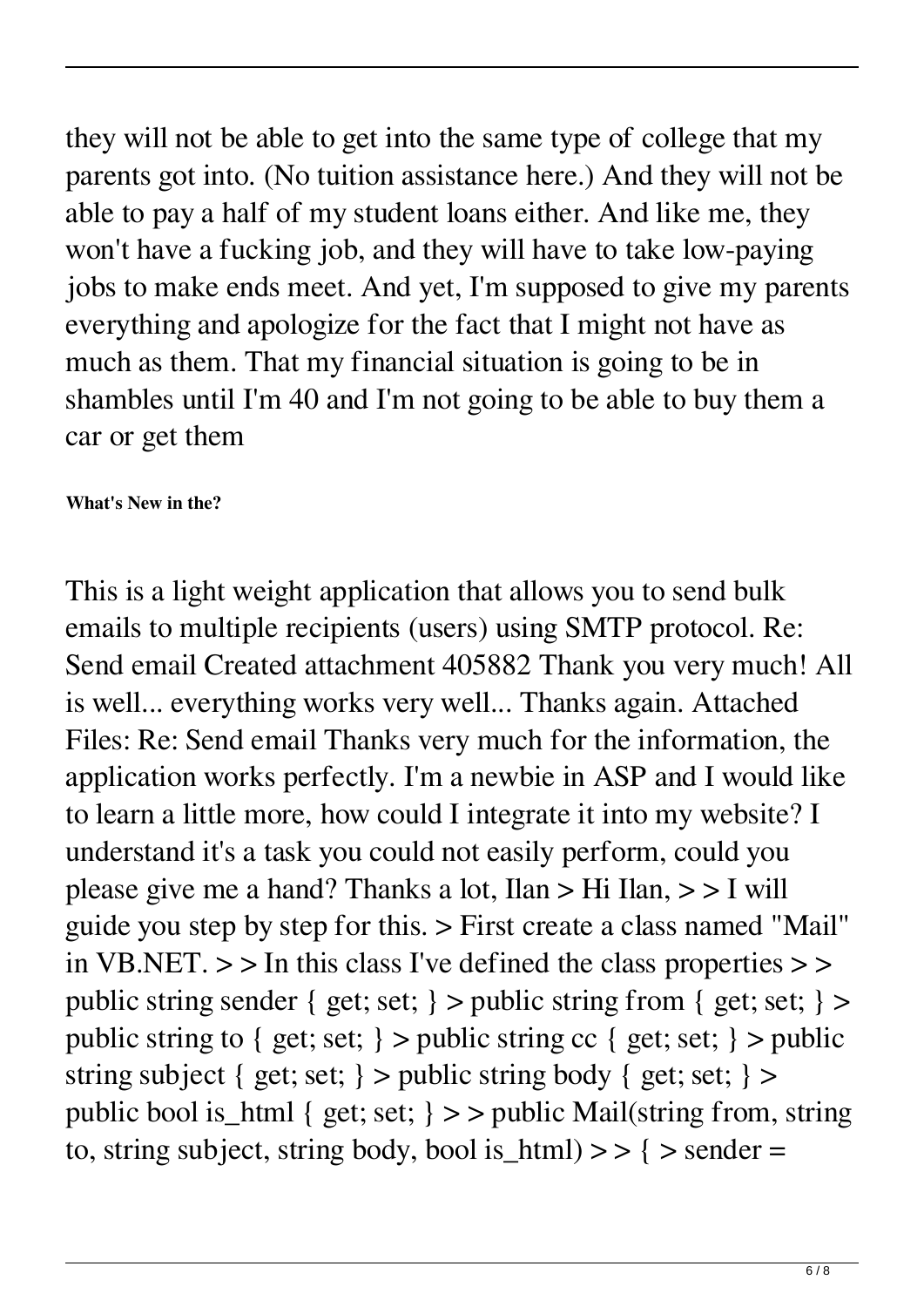they will not be able to get into the same type of college that my parents got into. (No tuition assistance here.) And they will not be able to pay a half of my student loans either. And like me, they won't have a fucking job, and they will have to take low-paying jobs to make ends meet. And yet, I'm supposed to give my parents everything and apologize for the fact that I might not have as much as them. That my financial situation is going to be in shambles until I'm 40 and I'm not going to be able to buy them a car or get them

**What's New in the?**

This is a light weight application that allows you to send bulk emails to multiple recipients (users) using SMTP protocol. Re: Send email Created attachment 405882 Thank you very much! All is well... everything works very well... Thanks again. Attached Files: Re: Send email Thanks very much for the information, the application works perfectly. I'm a newbie in ASP and I would like to learn a little more, how could I integrate it into my website? I understand it's a task you could not easily perform, could you please give me a hand? Thanks a lot, Ilan > Hi Ilan, > > I will guide you step by step for this. > First create a class named "Mail" in VB.NET. > > In this class I've defined the class properties > > public string sender { get; set; } > public string from { get; set; } > public string to { get; set; } > public string cc { get; set; } > public string subject { get; set; } > public string body { get; set; } > public bool is_html { get; set; } > > public Mail(string from, string to, string subject, string body, bool is_html) > > { > sender =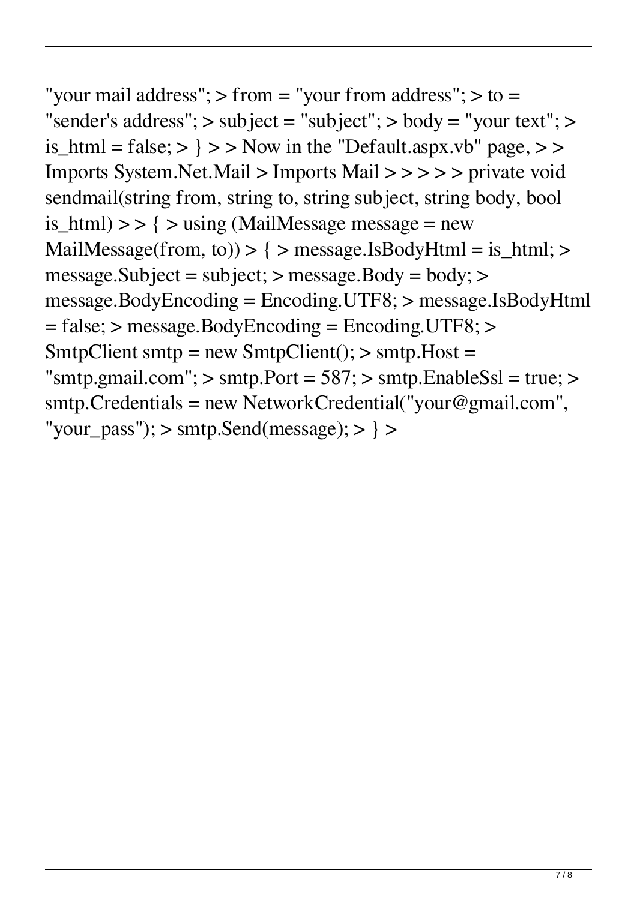"your mail address"; > from = "your from address"; > to = "sender's address"; > subject = "subject"; > body = "your text"; > is_html = false; > } > > Now in the "Default.aspx.vb" page, > > Imports System.Net.Mail > Imports Mail > > > > > private void sendmail(string from, string to, string subject, string body, bool is_html) > > { > using (MailMessage message = new MailMessage(from, to)) > { > message.IsBodyHtml = is_html; > message.Subject = subject; > message.Body = body; > message.BodyEncoding = Encoding.UTF8; > message.IsBodyHtml = false; > message.BodyEncoding = Encoding.UTF8; > SmtpClient smtp = new SmtpClient(); > smtp.Host = "smtp.gmail.com"; > smtp.Port = 587; > smtp.EnableSsl = true; > smtp.Credentials = new NetworkCredential("your@gmail.com", "your_pass"); > smtp.Send(message); > } >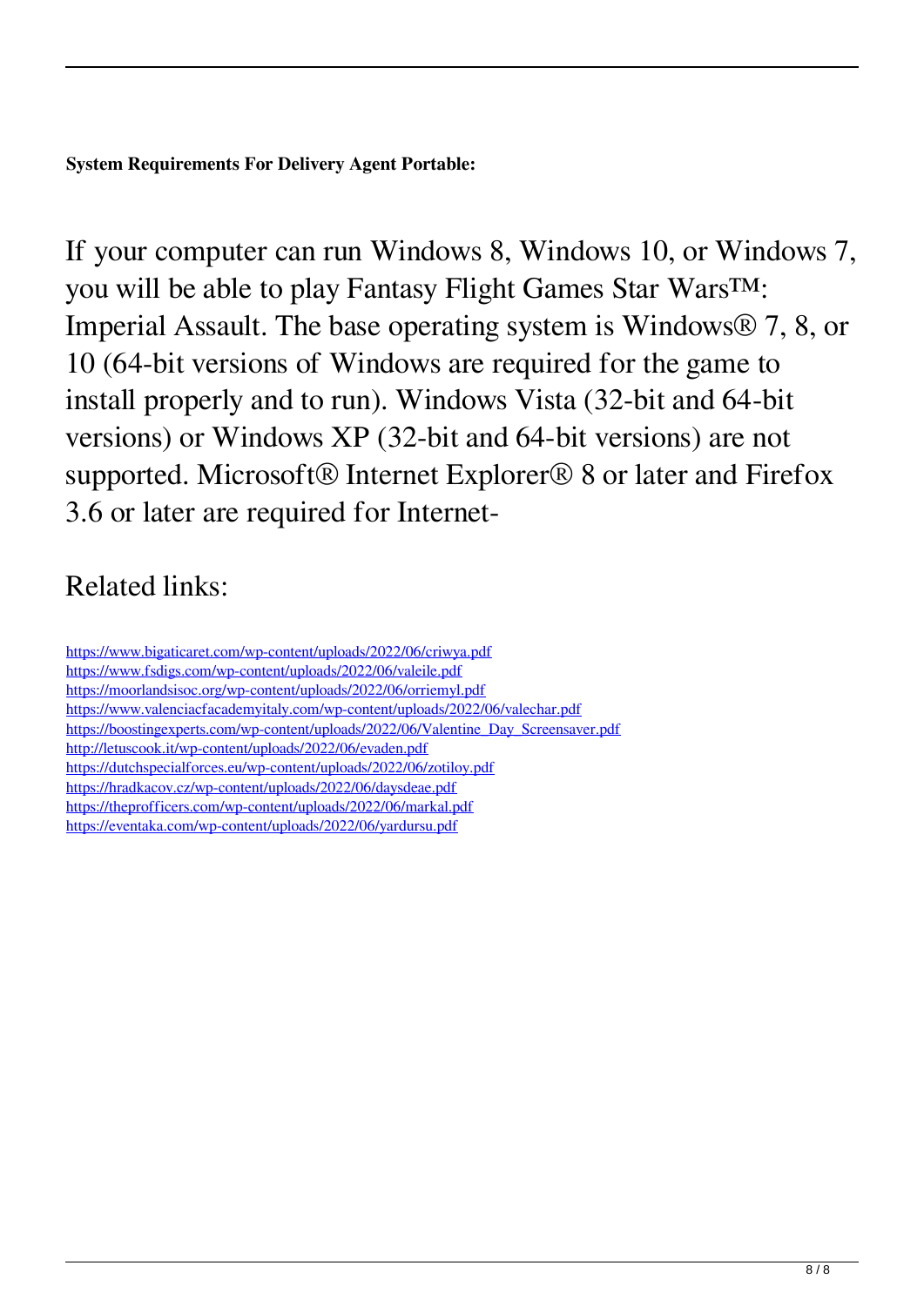**System Requirements For Delivery Agent Portable:**

If your computer can run Windows 8, Windows 10, or Windows 7, you will be able to play Fantasy Flight Games Star Wars™: Imperial Assault. The base operating system is Windows® 7, 8, or 10 (64-bit versions of Windows are required for the game to install properly and to run). Windows Vista (32-bit and 64-bit versions) or Windows XP (32-bit and 64-bit versions) are not supported. Microsoft® Internet Explorer® 8 or later and Firefox 3.6 or later are required for Internet-

Related links:

https://www.bigaticaret.com/wp-content/uploads/2022/06/criwya.pdf
https://www.fsdigs.com/wp-content/uploads/2022/06/valeile.pdf
https://moorlandsisoc.org/wp-content/uploads/2022/06/orriemyl.pdf
https://www.valenciacfacademyitaly.com/wp-content/uploads/2022/06/valechar.pdf
https://boostingexperts.com/wp-content/uploads/2022/06/Valentine_Day_Screensaver.pdf
http://letuscook.it/wp-content/uploads/2022/06/evaden.pdf
https://dutchspecialforces.eu/wp-content/uploads/2022/06/zotiloy.pdf
https://hradkacov.cz/wp-content/uploads/2022/06/daysdeae.pdf
https://theprofficers.com/wp-content/uploads/2022/06/markal.pdf
https://eventaka.com/wp-content/uploads/2022/06/yardursu.pdf